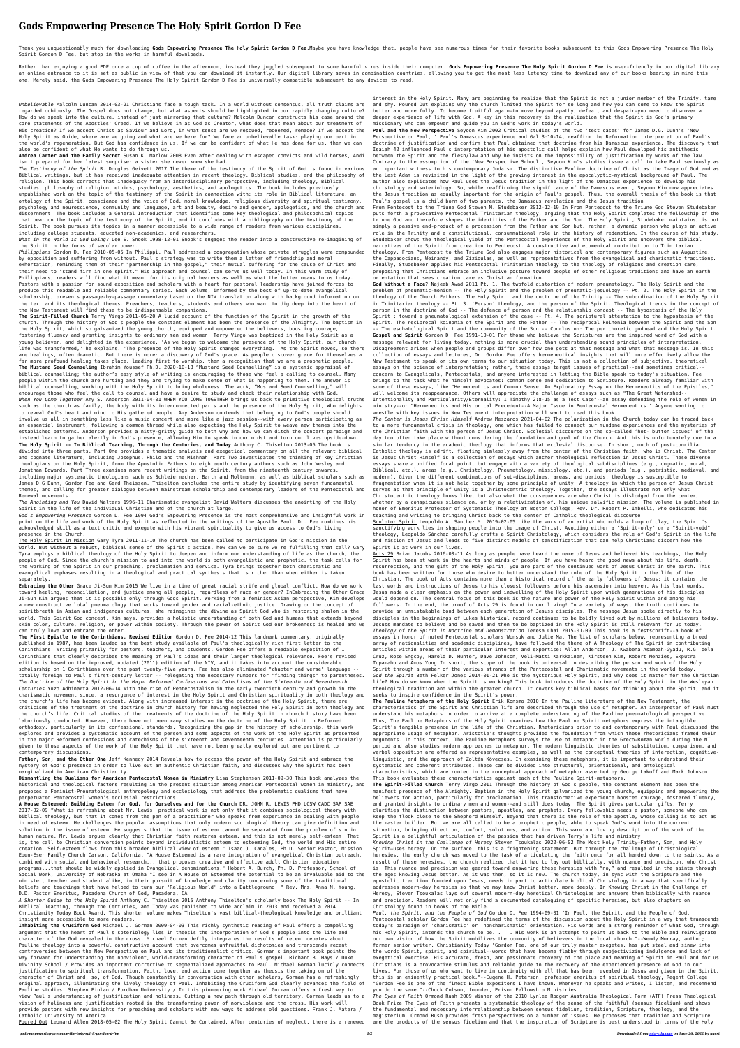# Gods Empowering Presence The Holy Spirit Gordon D Fee

Thank you unquestionably much for downloading **Gods Empowering Presence The Holy Spirit Gordon D Fee**.Maybe you have knowledge that, people have see numerous times for their favorite books subsequent to this Gods Empowering Presence The Holy Spirit Gordon D Fee, but stop in the works in harmful downloads.

Rather than enjoying a good PDF once a cup of coffee in the afternoon, instead they juggled subsequent to some harmful virus inside their computer. **Gods Empowering Presence The Holy Spirit Gordon D Fee** is user-friendly in our digital library an online entrance to it is set as public in view of that you can download it instantly. Our digital library saves in combination countries, allowing you to get the most less latency time to download any of our books bearing in mind this one. Merely said, the Gods Empowering Presence The Holy Spirit Gordon D Fee is universally compatible subsequent to any devices to read.

*Unbelievable* Malcolm Duncan 2014-03-21 Christians face a tough task. In a world without consensus, all truth claims are regarded dubiously. The Gospel does not change, but what aspects should be highlighted in our rapidly changing culture? How do we speak into the culture, instead of just mirroring that culture? Malcolm Duncan constructs his case around the core statements of the Apostles' Creed. If we believe in as God as Creator, what does that mean about our treatment of His creation? If we accept Christ as Saviour and Lord, in what sense are we rescued, redeemed, remade? If we accept the Holy Spirit as Guide, where are we going and what are we here for? We face an unbelievable task: playing our part in the world's regeneration. But God has confidence in us. If we can be confident of what He has done for us, then we can also be confident of what He wants to do through us.

**Andrea Carter and the Family Secret** Susan K. Marlow 2008 Even after dealing with escaped convicts and wild horses, Andi isn't prepared for her latest surprise: a sister she never knew she had.

*The Testimony of the Spirit* R. Douglas Geivett 2017 The theme of the testimony of the Spirit of God is found in various Biblical writings, but it has received inadequate attention in recent theology, Biblical studies, and the philosophy of religion. This book corrects that inadequacy from an interdisciplinary perspective, including theology, Biblical studies, philosophy of religion, ethics, psychology, aesthetics, and apologetics. The book includes previously unpublished work on the topic of the testimony of the Spirit in connection with: its role in Biblical literature, an ontology of the Spirit, conscience and the voice of God, moral knowledge, religious diversity and spiritual testimony, psychology and neuroscience, community and language, art and beauty, desire and gender, apologetics, and the church and discernment. The book includes a General Introduction that identifies some key theological and philosophical topics that bear on the topic of the testimony of the Spirit, and it concludes with a bibliography on the testimony of the Spirit. The book pursues its topics in a manner accessible to a wide range of readers from various disciplines, including college students, educated non-academics, and researchers.

*What in the World is God Doing?* Lee E. Snook 1998-12-01 Snook's engages the reader into a constructive re-imagining of the Spirit in the forms of secular power.

*Philippians* Gordon D. Fee 2010-05-05 In Philippi, Paul addressed a congregation whose private struggles were compounded by opposition and suffering from without. Paul's strategy was to write them a letter of friendship and moral exhortation, reminding them of their "partnership in the gospel," their mutual suffering for the cause of Christ and their need to "stand firm in one spirit." His approach and counsel can serve us well today. In this warm study of Philippians, readers will find what it meant for its original hearers as well as what the letter means to us today. Pastors with a passion for sound exposition and scholars with a heart for pastoral leadership have joined forces to produce this readable and reliable commentary series. Each volume, informed by the best of up-to-date evangelical scholarship, presents passage-by-passage commentary based on the NIV translation along with background information on the text and its theological themes. Preachers, teachers, students and others who want to dig deep into the heart of the New Testament will find these to be indispensable companions.

**The Spirit-Filled Church** Terry Virgo 2011-05-20 A lucid account of the function of the Spirit in the growth of the church. Through the history of God's people the constant element has been the presence of the Almighty. The baptism in the Holy Spirit, which so galvanized the young church, equipped and empowered the believers, boosting courage, fostering fluency and granting insights to ordinary men and women. Terry Virgo was baptized in the Holy Spirit as a young believer, and delighted in the experience. 'As we began to welcome the presence of the Holy Spirit, our church life was transformed,' he explains. 'The presence of the Holy Spirit changed everything.' As the Spirit moves, so there are healings, often dramatic. But there is more: a discovery of God's grace. As people discover grace for themselves a far more profound healing takes place, leading first to worship, then a recognition that we are a prophetic people.

**The Mustard Seed Counseling** Ibrahim Youssef Ph.D. 2020-10-18 "Mustard Seed Counselling" is a systemic appraisal of biblical counselling; the author's easy style of writing is encouraging to those who feel a calling to counsel. Many people within the church are hurting and they are trying to make sense of what is happening to them. The answer is biblical counselling, working with the Holy Spirit to bring wholeness. The work, "Mustard Seed Counselling," will encourage those who feel the call to counsel and have a desire to study and check their relationship with God.

*When You Come Together* Amy S. Anderson 2011-04-01 WHEN YOU COME TOGETHER brings us back to primitive theological truths such as the church as family, the body with its interconnected parts and the presence of the Holy Spirit, Who delights to reveal God's heart and mind to His gathered people. Amy Anderson contends that belonging to God's people should involve us all in something less like a music concert and more like a jazz session--with every person participating as an essential instrument, following a common thread while also expecting the Holy Spirit to weave new themes into the established patterns. Anderson provides a nitty-gritty guide to both why and how we can ditch the concert paradigm and instead learn to gather alertly in God's presence, allowing Him to speak in our midst and turn our lives upside-down.

**The Holy Spirit -- In Biblical Teaching, Through the Centuries, and Today** Anthony C. Thiselton 2013-06 The book is divided into three parts. Part One provides a thematic analysis and exegetical commentary on all the relevant biblical and cognate literature, including Josephus, Philo and the Mishnah. Part Two investigates the thinking of key Christian theologians on the Holy Spirit, from the Apostolic Fathers to eighteenth century authors such as John Wesley and Jonathan Edwards. Part Three examines more recent writings on the Spirit, from the nineteenth century onwards, including major systematic theologians such as Schleiermacher, Barth and Moltmann, as well as biblical scholars such as James D G Dunn, Gordon Fee and Gerd Theissen. Thiselton concludes the entire study by identifying seven fundamental themes, and calling for greater dialogue between mainstream scholarship and contemporary leaders of the Pentecostal and Renewal movements.

*The Anointing and You* David Walters 1996-11 Charismatic evangelist David Walters discusses the anointing of the Holy Spirit in the life of the individual Christian and of the church at large.

*God's Empowering Presence* Gordon D. Fee 1994 God's Empowering Presence is the most comprehensive and insightful work in print on the life and work of the Holy Spirit as reflected in the writings of the Apostle Paul. Dr. Fee combines his acknowledged skill as a text critic and exegete with his vibrant spirituality to give us access to God's living presence in the Church.

The Holy Spirit in Mission Gary Tyra 2011-11-10 The church has been called to participate in God's mission in the world. But without a robust, biblical sense of the Spirit's action, how can we be sure we're fulfilling that call? Gary Tyra employs a biblical theology of the Holy Spirit to deepen and inform our understanding of life as the church, the people of God. Since the church's mission to and into the world is both evangelistic and prophetic, the task calls for the working of the Spirit in our preaching, proclamation and service. Tyra brings together both charismatic and evangelical emphases resulting in a theological and practical synthesis that is richer than when either is taken separately.

**Embracing the Other** Grace Ji-Sun Kim 2015 We live in a time of great racial strife and global conflict. How do we work toward healing, reconciliation, and justice among all people, regardless of race or gender? InEmbracing the Other Grace Ji-Sun Kim argues that it is possible only through Gods Spirit. Working from a feminist Asian perspective, Kim develops a new constructive lobal pneumatology that works toward gender and racial-ethnic justice. Drawing on the concept of spiritbreath in Asian and indigenous cultures, she reimagines the divine as Spirit God who is restoring shalom in the world. This Spirit God concept, Kim says, provides a holistic understanding of both God and humans that extends beyond skin color, culture, religion, or power within society. Through the power of Spirit God our brokenness is healed and we can truly love and embrace the other.

**The First Epistle to the Corinthians, Revised Edition** Gordon D. Fee 2014-12 This landmark commentary, originally published in 1987, has been lauded as the best study available of Paul's theologically rich first letter to the Corinthians. Writing primarily for pastors, teachers, and students, Gordon Fee offers a readable exposition of 1 Corinthians that clearly describes the meaning of Paul's ideas and their larger theological relevance. Fee's revised edition is based on the improved, updated (2011) edition of the NIV, and it takes into account the considerable scholarship on 1 Corinthians over the past twenty-five years. Fee has also eliminated "chapter and verse" language -- totally foreign to Paul's first-century letter -- relegating the necessary numbers for "finding things" to parentheses.

*The Doctrine of the Holy Spirit in the Major Reformed Confessions and Catechisms of the Sixteenth and Seventeenth Centuries* Yuzo Adhinarta 2012-06-14 With the rise of Pentecostalism in the early twentieth century and growth in the charismatic movement since, a resurgence of interest in the Holy Spirit and Christian spirituality in both theology and the church's life has become evident. Along with increased interest in the doctrine of the Holy Spirit, there are criticisms of the treatment of the doctrine in church history for having neglected the Holy Spirit in both theology and the church's life. Critical studies of the treatments of the doctrine of the Holy Spirit in church history have been laboriously conducted. However, there have not been many studies on the doctrine of the Holy Spirit in Reformed orthodoxy, particularly in its confessional standards. Recognizing the gap in the history of scholarship, this work explores and provides a systematic account of the person and some aspects of the work of the Holy Spirit as presented in the major Reformed confessions and catechisms of the sixteenth and seventeenth centuries. Attention is particularly given to those aspects of the work of the Holy Spirit that have not been greatly explored but are pertinent to contemporary discussions.

**Father, Son, and the Other One** Jeff Kennedy 2014 Reveals how to access the power of the Holy Spirit and embrace the mystery of God's presence in order to live out an authentic Christian faith, and discusses why the Spirit has been marginalized in American Christianity.

**Dismantling the Dualisms for American Pentecostal Women in Ministry** Lisa Stephenson 2011-09-30 This book analyzes the historical and theological factors resulting in the present situation among American Pentecostal women in ministry, and proposes a Feminist-Pneumatological anthropology and ecclesiology that address the problematic dualisms that have perpetuated Pentecostal women's ecclesial restrictions.

**A House Esteemed: Building Esteem for God, for Ourselves and for the Church** DR. JOHN R. LEWIS PHD LCSW CADC SAP SAE 2017-02-09 "What is refreshing about Mr. Lewis' practical work is not only that it combines sociological theory with biblical theology, but that it comes from the pen of a practitioner who speaks from experience in dealing with people in need of esteem. He challenges the popular assumptions that only modern sociological theory can give definition and solution in the issue of esteem. He suggests that the issue of esteem cannot be separated from the problem of sin in human nature. Mr. Lewis argues clearly that Christian faith restores esteem, and this is not merely self-esteem! That is, the call to Christian conversion points beyond individualistic esteem to esteeming God, the world and His entire creation. Self-esteem flows from this broader biblical view of esteem." Isaac J. Canales, Ph.D. Senior Pastor, Mission Eben-Eser Family Church Carson, California. "A House Esteemed is a rare integration of evangelical Christian outreach, combined with social and behavioral research... that proposes creative and effective adult Christian education programs...that should be widely applied in Evangelical denominations." Hobart A. Burch, Ph. D. Professor, School of Social Work, University of Nebraska at Omaha "I see in A House of Esteemed the potential to be an invaluable aid to the minister, teacher and student alike, in their pursuit of knowledge and clarity concerning some of the traditional beliefs and teachings that have helped to turn our 'Religious World' into a Battleground'." Rev. Mrs. Anna M. Young, D.D. Pastor Emeritus, Pasadena Church of God, Pasadena, CA

*A Shorter Guide to the Holy Spirit* Anthony C. Thiselton 2016 Anthony Thiselton's scholarly book The Holy Spirit -- In Biblical Teaching, through the Centuries, and Today was published to wide acclaim in 2013 and received a 2014 Christianity Today Book Award. This shorter volume makes Thiselton's vast biblical-theological knowledge and brilliant insight more accessible to more readers.

**Inhabiting the Cruciform God** Michael J. Gorman 2009-04-03 This richly synthetic reading of Paul offers a compelling argument that the heart of Paul s soteriology lies in theosis the incorporation of God s people into the life and character of the God revealed in the cross. Michael Gorman deftly integrates the results of recent debates about Pauline theology into a powerful constructive account that overcomes unfruitful dichotomies and transcends recent controversies between the New Perspective on Paul and its traditionalist critics. Gorman s important book points the way forward for understanding the nonviolent, world-transforming character of Paul s gospel. Richard B. Hays / Duke Divinity School / Provides an important corrective to segmentalized approaches to Paul. Michael Gorman lucidly connects justification to spiritual transformation. Faith, love, and action come together as theosis the taking on of the character of Christ and, so, of God. Though constantly in conversation with other scholars, Gorman has a refreshingly original approach, illuminating the lively theology of Paul. Inhabiting the Cruciform God clearly advances the field of Pauline studies. Stephen Finlan / Fordham University / In this pioneering work Michael Gorman offers a fresh way to view Paul s understanding of justification and holiness. Cutting a new path through old territory, Gorman leads us to a vision of holiness and justification rooted in the transforming power of nonviolence and the cross. His work will provide pastors with new insights for preaching and scholars with new ways to address old questions. Frank J. Matera / Catholic University of America

Poured Out Leonard Allen 2018-05-02 The Holy Spirit Cannot Be Contained. After centuries of neglect, there is a renewed interest in the Holy Spirit. Many are beginning to realize that the Spirit is not a junior member of the Trinity, tame and shy. Poured Out explains why the church limited the Spirit for so long and how you can come to know the Spirit better and more fully. To become fruitful again—to move beyond apathy, defeat, and despair—you need to discover a deeper experience of life with God. A key in this recovery is the realization that the Spirit is God's primary missionary who can empower and guide you in God's work in today's world.

**Paul and the New Perspective** Seyoon Kim 2002 Critical studies of the two 'test cases' for James D.G. Dunn's 'New Perspective on Paul, ' Paul's Damascus experience and Gal 3:10-14, reaffirm the Reformation interpretation of Paul's doctrine of justification and confirm that Paul obtained that doctrine from his Damascus experience. The discovery that Isaiah 42 influenced Paul's interpretation of his apostolic call helps explain how Paul developed his antithesis between the Spirit and the flesh/law and why he insists on the impossibility of justification by works of the law. Contrary to the assumption of the 'New Perspective School', Seyoon Kim's studies issue a call to take Paul seriously as an important witness to his contemporary Judaism. The distinctive Pauline doctrine of Christ as the Image of God and as the Last Adam is revisited in the light of the growing interest in the apocalyptic-mystical background of Paul. The author also explicates how Paul uses the Jesus tradition in the light of the Damascus experience to develop his christology and soteriology. So, while reaffirming the significance of the Damascus event, Seyoon Kim now appreciates the Jesus tradition as equally important for the origin of Paul's gospel. Thus, the overall thesis of the book is that Paul's gospel is a child born of two parents, the Damascus revelation and the Jesus tradition

From Pentecost to the Triune God Steven M. Studebaker 2012-12-19 In From Pentecost to the Triune God Steven Studebaker puts forth a provocative Pentecostal Trinitarian theology, arguing that the Holy Spirit completes the fellowship of the triune God and therefore shapes the identities of the Father and the Son. The Holy Spirit, Studebaker maintains, is not simply a passive end-product of a procession from the Father and Son but, rather, a dynamic person who plays an active role in the Trinity and a constitutional, consummational role in the history of redemption. In the course of his study, Studebaker shows the theological yield of the Pentecostal experience of the Holy Spirit and uncovers the biblical narratives of the Spirit from creation to Pentecost. A constructive and ecumenical contribution to Trinitarian theology, From Pentecost to the Triune God also engages major historical and contemporary figures such as Augustine, the Cappadocians, Weinandy, and Zizioulas, as well as representatives from the evangelical and charismatic traditions. Finally, Studebaker applies his Pentecostal Trinitarian theology to the theology of religions and creation care, proposing that Christians embrace an inclusive posture toward people of other religious traditions and have an earth orientation that sees creation care as Christian formation.

**God Without a Face?** Najeeb Awad 2011 Pt. 1. The twofold distortion of modern pneumatology. The Holy Spirit and the problem of pneumatic-monism -- The Holy Spirit and the problem of pneumatic-jesuology -- Pt. 2. The Holy Spirit in the theology of the Church Fathers. The Holy Spirit and the doctrine of the Trinity -- The subordination of the Holy Spirit in Trinitarian theology -- Pt. 3. 'Person' theology, and the person of the Spirit. Theological trends in the concept of person in the doctrine of God -- The defence of person and the relationship concept -- The hypostasis of the Holy Spirit : toward a pneumatological extension of the case -- Pt. 4. The scriptural attestation to the hypostasis of the Spirit. The reciprocal koinonia of the Spirit and the Father -- The reciprocal koinonia between the Spirit and the Son -- The eschatological Spirit and the community of the Son -- Conclusion: The perichoretic godhead and the Holy Spirit.

**Gospel and Spirit** Gordon D. Fee 1991-10-01 For those who believe the Scriptures are the inspired word of God with a message relevant for living today, nothing is more crucial than understanding sound principles of interpretation. Disagreement arises when people and groups differ over how one gets at that message and what that message is. In this collection of essays and lectures, Dr. Gordon Fee offers hermeneutical insights that will more effectively allow the New Testament to speak on its own terms to our situation today. This is not a collection of subjective, theoretical essays on the science of interpretation; rather, these essays target issues of practical--and sometimes critical--concern to Evangelicals, Pentecostals, and anyone interested in letting the Bible speak to today's situation. Fee brings to the task what he himself advocates: common sense and dedication to Scripture. Readers already familiar with some of these essays, like "Hermeneutics and Common Sense: An Exploratory Essay on the Hermeneutics of the Epistles," will welcome its reappearance. Others will appreciate the challenge of essays such as "The Great Watershed--Intentionality and Particularity/Eternality: 1 Timothy 2:8-15 as a Test Case"--an essay defending the role of women in ministry--or "Hermeneutics and Historical Precedent--A Major Issue in Pentecostal Hermeneutics." Anyone wanting to wrestle with key issues in New Testament interpretation will want to read this book.

*The Center is Jesus Christ Himself* Andrew Meszaros 2021-04-02 The polarization in the Church today can be traced back to a more fundamental crisis in theology, one which has failed to connect our mundane experiences and the mysteries of the Christian faith with the person of Jesus Christ. Ecclesial discourse on the so-called 'hot- button issues' of the day too often take place without considering the foundation and goal of the Church. And this is unfortunately due to a similar tendency in the academic theology that informs that ecclesial discourse. In short, much of post-conciliar Catholic theology is adrift, floating aimlessly away from the center of the Christian faith, who is Christ. The Center is Jesus Christ Himself is a collection of essays which anchor theological reflection in Jesus Christ. These diverse essays share a unified focal point, but engage with a variety of theological subdisciplines (e.g., dogmatic, moral, Biblical, etc.), areas (e.g., Christology, Pneumatology, missiology, etc.), and periods (e.g., patristic, medieval, and modern). Given the different combinations of sub-disciplines, areas, and periods, theology is susceptible to fragmentation when it is not held together by some principle of unity. A theology in which the person of Jesus Christ serves as that principle of unity is a Christocentric theology. Together, the essays illustrate not only what Christocentric theology looks like, but also what the consequences are when Christ is dislodged from the center, whether by a conspicuous silence on, or by a relativization of, his unique salvific mission. The volume is published in honor of Emeritus Professor of Systematic Theology at Boston College, Rev. Dr. Robert P. Imbelli, who dedicated his teaching and writing to bringing Christ back to the center of Catholic theological discourse.

Sculptor Spirit Leopoldo A. Sánchez M. 2019-02-05 Like the work of an artist who molds a lump of clay, the Spirit's sanctifying work lies in shaping people into the image of Christ. Avoiding either a "Spirit-only" or a "Spirit-void" theology, Leopoldo Sánchez carefully crafts a Spirit Christology, which considers the role of God's Spirit in the life and mission of Jesus and leads to five distinct models of sanctification that can help Christians discern how the Spirit is at work in our lives.

Acts 29 Brian Jacobs 2016-03-11 As long as people have heard the name of Jesus and believed his teachings, the Holy Spirit has been at work in the hearts and minds of people. If you have heard the good news about his life, death, resurrection, and the gift of the Holy Spirit, you are part of the continued work of Jesus Christ in the earth. This book has been written for those who desire to better understand the role of the Holy Spirit in the life of the Christian. The book of Acts contains more than a historical record of the early followers of Jesus; it contains the last words and instructions of Jesus to his closest followers before his ascension into heaven. As his last words, Jesus made a clear emphasis on the power and indwelling of the Holy Spirit upon which generations of his disciples would depend on. The central focus of this book is the nature and power of the Holy Spirit within and among his followers. In the end, the proof of Acts 29 is found in our living! In a variety of ways, the truth continues to provide an unmistakable bond between each generation of Jesus disciples. The message Jesus spoke directly to his disciples in the beginnings of Lukes historical record continues to be boldly lived out by millions of believers today. Jesus mandate to believe and be saved and then to be baptized in the Holy Spirit is still relevant for us today.

*Theology of the Spirit in Doctrine and Demonstration* Teresa Chai 2015-01-09 This book is a festschrift--a book of essays in honor of noted Pentecostal scholars Wonsuk and Julie Ma, The list of scholars below, representing a broad array of nationalities and academic disciplines, have followed the theme of A Theology of the Spirit in contributing articles within areas of their particular interest and expertise: Allan Anderson, J. Kwabena Asamoah-Gyadu, R.G. dela Cruz, Rose Engcoy, Harold D. Hunter, Dave Johnson, Veli-Matti Karkkainen, Kirsteen Kim, Robert Menzies, Ekpurra Tupamahu and Amos Yong.In short, the scope of the book is universal in describing the person and work of the Holy Spirit through a number of the various strands of the Pentecostal and Charismatic movements in the world today.

*God the Spirit* Beth Felker Jones 2014-01-21 Who is the mysterious Holy Spirit, and why does it matter for the Christian life? How do we know when the Spirit is working? This book introduces the doctrine of the Holy Spirit in the Wesleyan theological tradition and within the greater church. It covers key biblical bases for thinking about the Spirit, and it seeks to inspire confidence in the Spirit's power.

**The Pauline Metaphors of the Holy Spirit** Erik Konsmo 2010 In the Pauline literature of the New Testament, the characteristics of the Spirit and Christian life are described through the use of metaphor. An interpreter of Paul must understand his metaphors in order to arrive at a complete understanding of the Pauline pneumatological perspective. Thus, The Pauline Metaphors of the Holy Spirit examines how the Pauline Spirit metaphors express the intangible Spirit's tangible presence in the life of the Christian. Rhetoricians prior to and contemporary with Paul discussed the appropriate usage of metaphor. Aristotle's thoughts provided the foundation from which these rhetoricians framed their arguments. In this context, The Pauline Metaphors surveys the use of metaphor in the Greco-Roman world during the NT period and also studies modern approaches to metaphor. The modern linguistic theories of substitution, comparison, and verbal opposition are offered as representative examples, as well as the conceptual theories of interaction, cognitive-linguistic, and the approach of Zoltán Kövecses. In examining these metaphors, it is important to understand their systematic and coherent attributes. These can be divided into structural, orientational, and ontological characteristics, which are rooted in the conceptual approach of metaphor asserted by George Lakoff and Mark Johnson. This book evaluates these characteristics against each of the Pauline Spirit-metaphors.

**The Spirit-Filled Church** Terry Virgo 2011 Through the history of God's people, the constant element has been the manifest presence of the Almighty. Baptism in the Holy Spirit galvanized the young church, equipping and empowering the believers for action, particularly for proclamation. This transformative experience boosted courage, fostered fluency, and granted insights to ordinary men and women--and still does today. The Spirit gives particular gifts. Terry clarifies the distinction between pastors, apostles, and prophets. Every fellowship needs a pastor, someone who can keep the flock close to the Shepherd Himself. Beyond that there is the role of the apostle, whose calling is to act as the master builder. But we are all called to be a prophetic people, able to speak God's word into the current situation, bringing direction, comfort, solutions, and action. This warm and loving description of the work of the Spirit is a delightful articulation of the passion that has driven Terry's life and ministry.

*Knowing Christ in the Challenge of Heresy* Steven Tsoukalas 2022-06-02 The Most Holy Trinity—Father, Son, and Holy Spirit—uses heresy. On the surface, this is a frightening statement. But through the challenge of Christological heresies, the early church was moved to the task of articulating the faith once for all handed down to the saints. As a result of these heresies, the church realized that it had to lay out biblically, with nuance and precision, who Christ is. This nuance and precision was geared toward answering these heresies with "no," and resulted in the saints through the ages knowing Jesus better. As it was then, so it is now. The church today, in sync with the Scripture and the apostolic tradition founded upon Jesus, needs in part to articulate biblical Christology in a way that specifically addresses modern-day heresies so that we may know Christ better, more deeply. In Knowing Christ in the Challenge of Heresy, Steven Tsoukalas lays out several modern-day heretical Christologies and answers them biblically with nuance and precision. Readers will not only find a documented catalog of specific heresies, but also chapters on Christology found in books of the Bible.

*Paul, the Spirit, and the People of God* Gordon D. Fee 1994-09-01 "In Paul, the Spirit, and the People of God, Pentecostal scholar Gordon Fee has redefined the terms of the discussion about the Holy Spirit in a way that transcends today's paradigm of 'charismatic' or 'noncharismatic' orientation. His words are a strong reminder of what God, through his Holy Spirit, intends the church to be. . . . His work is an attempt to point us back to the Bible and reinvigorate our own vision of how the Spirit mobilizes the community of believers in the local church."--Wendy Murray, author; former senior writer, Christianity Today "Gordon Fee, one of our truly master exegetes, has put steel and sinew into the words Spirit, spirit, and spiritual--words that have become flabby through subjectivizing indulgence and lack of exegetical exercise. His accurate, fresh, and passionate recovery of the place and meaning of Spirit in Paul and for us Christians is a provocative stimulus and reliable guide to the recovery of the experienced presence of God in our lives. For those of us who want to live in continuity with all that has been revealed in Jesus and given in the Spirit, this is an eminently practical book."--Eugene H. Peterson, professor emeritus of spiritual theology, Regent College "Gordon Fee is one of the finest Bible expositors I have known. Whenever he speaks and writes, I listen, and recommend you do the same."--Chuck Colson, founder, Prison Fellowship Ministries

*The Eyes of Faith* Ormond Rush 2009 Winner of the 2010 Lynlea Rodger Australia Theological Form (ATF) Press Theological Book Prize The Eyes of Faith presents a systematic theology of the sense of the faithful (sensus fidelium) and shows the fundamental and necessary interrelationship between sensus fidelium, tradition, Scripture, theology, and the magisterium. Ormond Rush provides fresh perspectives on a number of issues. He proposes that tradition and Scripture are the products of the sensus fidelium and that the inspiration of Scripture is best understood in terms of the Holy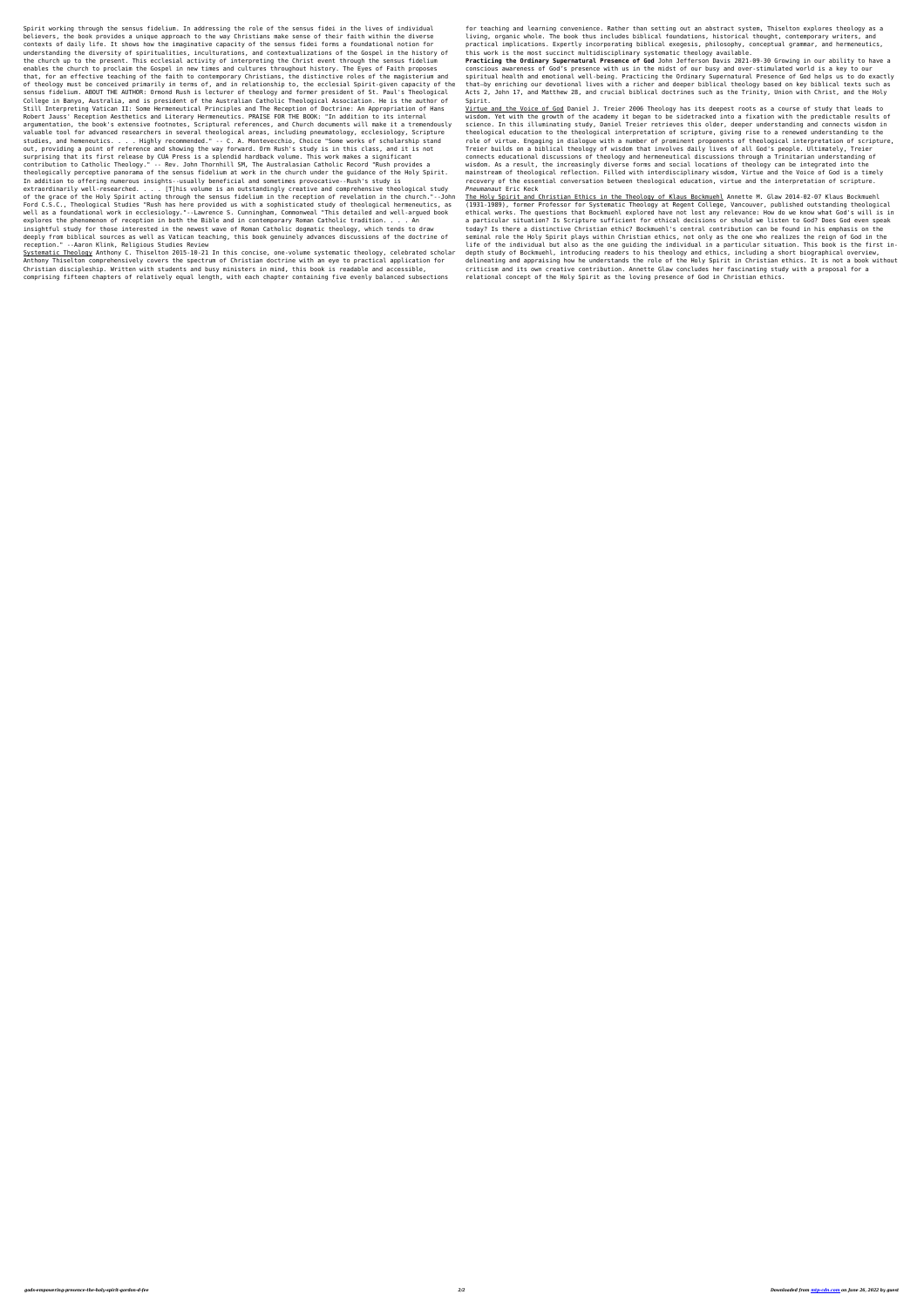Spirit working through the sensus fidelium. In addressing the role of the sensus fidei in the lives of individual believers, the book provides a unique approach to the way Christians make sense of their faith within the diverse contexts of daily life. It shows how the imaginative capacity of the sensus fidei forms a foundational notion for understanding the diversity of spiritualities, inculturations, and contextualizations of the Gospel in the history of the church up to the present. This ecclesial activity of interpreting the Christ event through the sensus fidelium enables the church to proclaim the Gospel in new times and cultures throughout history. The Eyes of Faith proposes that, for an effective teaching of the faith to contemporary Christians, the distinctive roles of the magisterium and of theology must be conceived primarily in terms of, and in relationship to, the ecclesial Spirit-given capacity of the sensus fidelium. ABOUT THE AUTHOR: Ormond Rush is lecturer of theology and former president of St. Paul's Theological College in Banyo, Australia, and is president of the Australian Catholic Theological Association. He is the author of Still Interpreting Vatican II: Some Hermeneutical Principles and The Reception of Doctrine: An Appropriation of Hans Robert Jauss' Reception Aesthetics and Literary Hermeneutics. PRAISE FOR THE BOOK: "In addition to its internal argumentation, the book's extensive footnotes, Scriptural references, and Church documents will make it a tremendously valuable tool for advanced researchers in several theological areas, including pneumatology, ecclesiology, Scripture studies, and hemeneutics. . . . Highly recommended." -- C. A. Montevecchio, Choice "Some works of scholarship stand out, providing a point of reference and showing the way forward. Orm Rush's study is in this class, and it is not surprising that its first release by CUA Press is a splendid hardback volume. This work makes a significant contribution to Catholic Theology." -- Rev. John Thornhill SM, The Australasian Catholic Record "Rush provides a theologically perceptive panorama of the sensus fidelium at work in the church under the guidance of the Holy Spirit. In addition to offering numerous insights--usually beneficial and sometimes provocative--Rush's study is extraordinarily well-researched. . . . [T]his volume is an outstandingly creative and comprehensive theological study of the grace of the Holy Spirit acting through the sensus fidelium in the reception of revelation in the church."--John Ford C.S.C., Theological Studies "Rush has here provided us with a sophisticated study of theological hermeneutics, as well as a foundational work in ecclesiology."--Lawrence S. Cunningham, Commonweal "This detailed and well-argued book explores the phenomenon of reception in both the Bible and in contemporary Roman Catholic tradition. . . . An insightful study for those interested in the newest wave of Roman Catholic dogmatic theology, which tends to draw deeply from biblical sources as well as Vatican teaching, this book genuinely advances discussions of the doctrine of reception." --Aaron Klink, Religious Studies Review

Systematic Theology Anthony C. Thiselton 2015-10-21 In this concise, one-volume systematic theology, celebrated scholar Anthony Thiselton comprehensively covers the spectrum of Christian doctrine with an eye to practical application for Christian discipleship. Written with students and busy ministers in mind, this book is readable and accessible, comprising fifteen chapters of relatively equal length, with each chapter containing five evenly balanced subsections for teaching and learning convenience. Rather than setting out an abstract system, Thiselton explores theology as a living, organic whole. The book thus includes biblical foundations, historical thought, contemporary writers, and practical implications. Expertly incorporating biblical exegesis, philosophy, conceptual grammar, and hermeneutics, this work is the most succinct multidisciplinary systematic theology available.

**Practicing the Ordinary Supernatural Presence of God** John Jefferson Davis 2021-09-30 Growing in our ability to have a conscious awareness of God's presence with us in the midst of our busy and over-stimulated world is a key to our spiritual health and emotional well-being. Practicing the Ordinary Supernatural Presence of God helps us to do exactly that—by enriching our devotional lives with a richer and deeper biblical theology based on key biblical texts such as Acts 2, John 17, and Matthew 28, and crucial biblical doctrines such as the Trinity, Union with Christ, and the Holy Spirit.

Virtue and the Voice of God Daniel J. Treier 2006 Theology has its deepest roots as a course of study that leads to wisdom. Yet with the growth of the academy it began to be sidetracked into a fixation with the predictable results of science. In this illuminating study, Daniel Treier retrieves this older, deeper understanding and connects wisdom in theological education to the theological interpretation of scripture, giving rise to a renewed understanding to the role of virtue. Engaging in dialogue with a number of prominent proponents of theological interpretation of scripture, Treier builds on a biblical theology of wisdom that involves daily lives of all God's people. Ultimately, Treier connects educational discussions of theology and hermeneutical discussions through a Trinitarian understanding of wisdom. As a result, the increasingly diverse forms and social locations of theology can be integrated into the mainstream of theological reflection. Filled with interdisciplinary wisdom, Virtue and the Voice of God is a timely recovery of the essential conversation between theological education, virtue and the interpretation of scripture.

*Pneumanaut* Eric Keck

The Holy Spirit and Christian Ethics in the Theology of Klaus Bockmuehl Annette M. Glaw 2014-02-07 Klaus Bockmuehl (1931-1989), former Professor for Systematic Theology at Regent College, Vancouver, published outstanding theological ethical works. The questions that Bockmuehl explored have not lost any relevance: How do we know what God's will is in a particular situation? Is Scripture sufficient for ethical decisions or should we listen to God? Does God even speak today? Is there a distinctive Christian ethic? Bockmuehl's central contribution can be found in his emphasis on the seminal role the Holy Spirit plays within Christian ethics, not only as the one who realizes the reign of God in the life of the individual but also as the one guiding the individual in a particular situation. This book is the first in-depth study of Bockmuehl, introducing readers to his theology and ethics, including a short biographical overview, delineating and appraising how he understands the role of the Holy Spirit in Christian ethics. It is not a book without criticism and its own creative contribution. Annette Glaw concludes her fascinating study with a proposal for a relational concept of the Holy Spirit as the loving presence of God in Christian ethics.